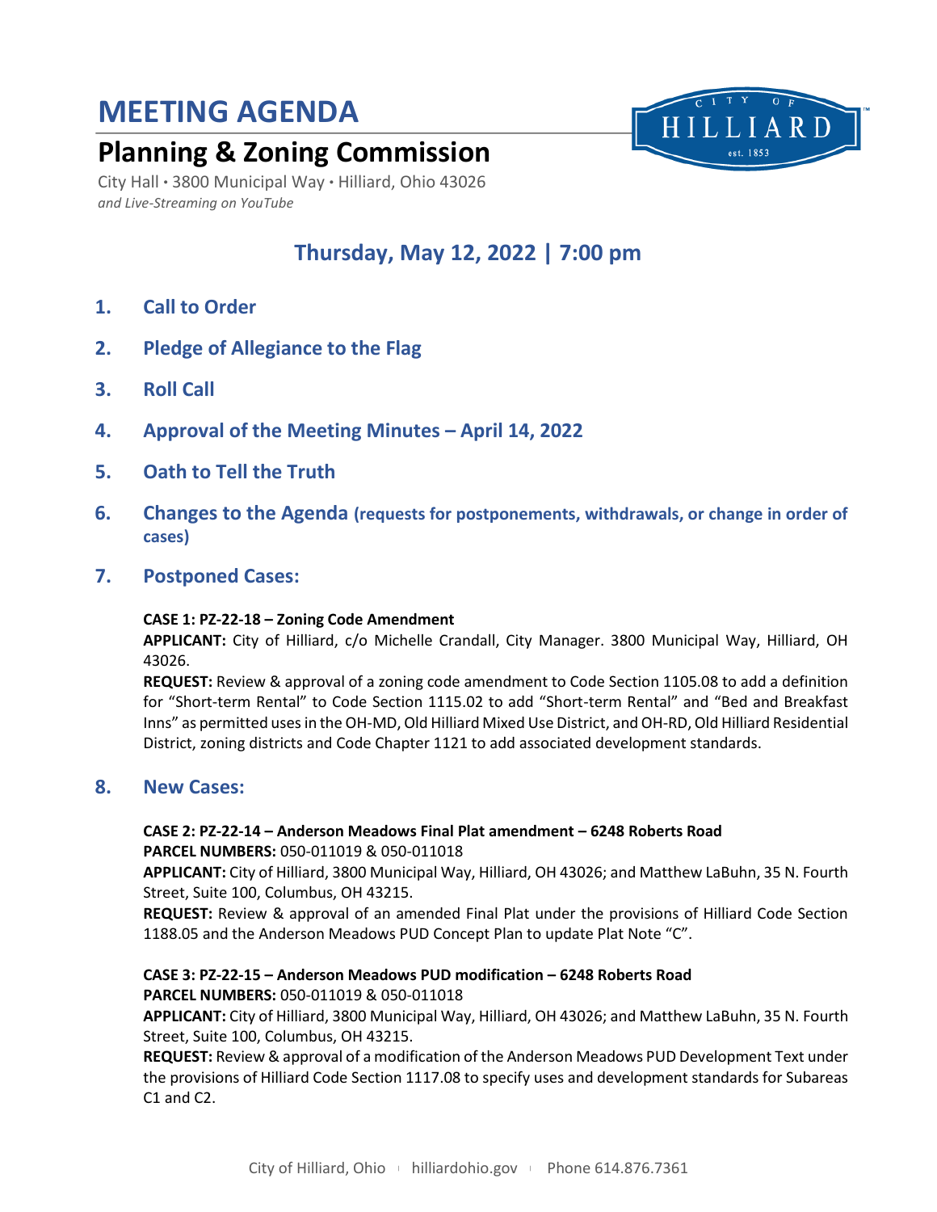# MEETING AGENDA

## Planning & Zoning Commission

City Hall • 3800 Municipal Way • Hilliard, Ohio 43026
*and Live-Streaming on YouTube*

### Thursday, May 12, 2022 | 7:00 pm

1. **Call to Order**
2. **Pledge of Allegiance to the Flag**
3. **Roll Call**
4. **Approval of the Meeting Minutes – April 14, 2022**
5. **Oath to Tell the Truth**
6. **Changes to the Agenda (requests for postponements, withdrawals, or change in order of cases)**
7. **Postponed Cases:**

**CASE 1: PZ-22-18 – Zoning Code Amendment**
**APPLICANT:** City of Hilliard, c/o Michelle Crandall, City Manager. 3800 Municipal Way, Hilliard, OH 43026.
**REQUEST:** Review & approval of a zoning code amendment to Code Section 1105.08 to add a definition for "Short-term Rental" to Code Section 1115.02 to add "Short-term Rental" and "Bed and Breakfast Inns" as permitted uses in the OH-MD, Old Hilliard Mixed Use District, and OH-RD, Old Hilliard Residential District, zoning districts and Code Chapter 1121 to add associated development standards.

8. **New Cases:**

**CASE 2: PZ-22-14 – Anderson Meadows Final Plat amendment – 6248 Roberts Road**
**PARCEL NUMBERS:** 050-011019 & 050-011018
**APPLICANT:** City of Hilliard, 3800 Municipal Way, Hilliard, OH 43026; and Matthew LaBuhn, 35 N. Fourth Street, Suite 100, Columbus, OH 43215.
**REQUEST:** Review & approval of an amended Final Plat under the provisions of Hilliard Code Section 1188.05 and the Anderson Meadows PUD Concept Plan to update Plat Note "C".

**CASE 3: PZ-22-15 – Anderson Meadows PUD modification – 6248 Roberts Road**
**PARCEL NUMBERS:** 050-011019 & 050-011018
**APPLICANT:** City of Hilliard, 3800 Municipal Way, Hilliard, OH 43026; and Matthew LaBuhn, 35 N. Fourth Street, Suite 100, Columbus, OH 43215.
**REQUEST:** Review & approval of a modification of the Anderson Meadows PUD Development Text under the provisions of Hilliard Code Section 1117.08 to specify uses and development standards for Subareas C1 and C2.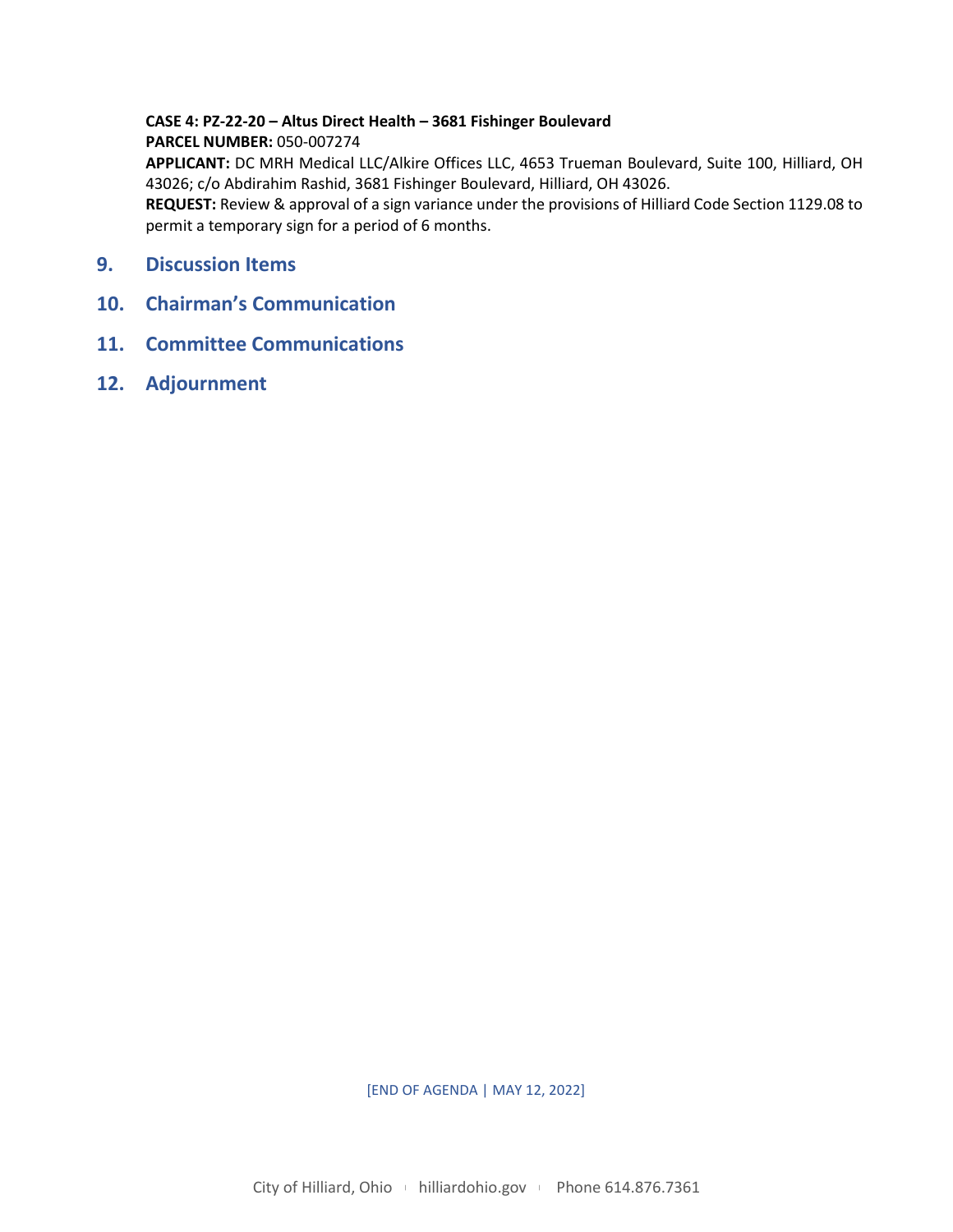**CASE 4: PZ-22-20 – Altus Direct Health – 3681 Fishinger Boulevard**
**PARCEL NUMBER:** 050-007274
**APPLICANT:** DC MRH Medical LLC/Alkire Offices LLC, 4653 Trueman Boulevard, Suite 100, Hilliard, OH 43026; c/o Abdirahim Rashid, 3681 Fishinger Boulevard, Hilliard, OH 43026.
**REQUEST:** Review & approval of a sign variance under the provisions of Hilliard Code Section 1129.08 to permit a temporary sign for a period of 6 months.

## 9. Discussion Items

## 10. Chairman's Communication

## 11. Committee Communications

## 12. Adjournment

[END OF AGENDA | MAY 12, 2022]